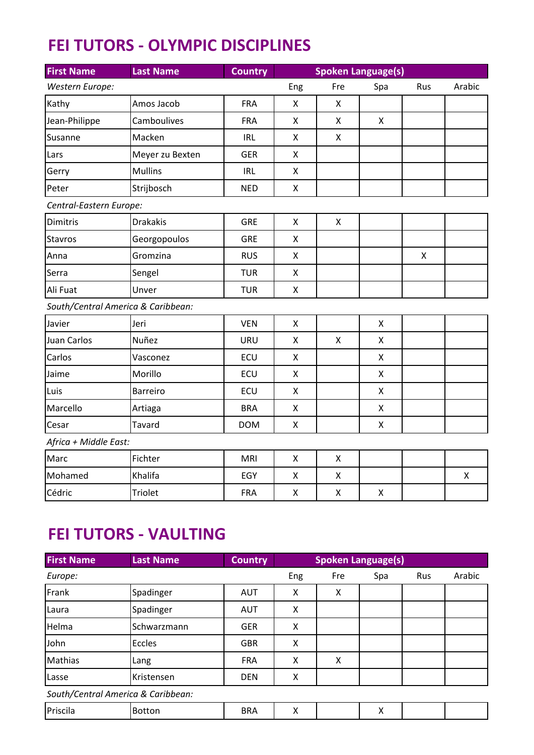# FEI TUTORS - OLYMPIC DISCIPLINES

| First Name | Last Name | Country | Spoken Language(s) | | | | |
|---|---|---|---|---|---|---|---|
| *Western Europe:* | | | Eng | Fre | Spa | Rus | Arabic |
| Kathy | Amos Jacob | FRA | X | X | | | |
| Jean-Philippe | Camboulives | FRA | X | X | X | | |
| Susanne | Macken | IRL | X | X | | | |
| Lars | Meyer zu Bexten | GER | X | | | | |
| Gerry | Mullins | IRL | X | | | | |
| Peter | Strijbosch | NED | X | | | | |
| *Central-Eastern Europe:* | | | | | | | |
| Dimitris | Drakakis | GRE | X | X | | | |
| Stavros | Georgopoulos | GRE | X | | | | |
| Anna | Gromzina | RUS | X | | | X | |
| Serra | Sengel | TUR | X | | | | |
| Ali Fuat | Unver | TUR | X | | | | |
| *South/Central America & Caribbean:* | | | | | | | |
| Javier | Jeri | VEN | X | | X | | |
| Juan Carlos | Nuñez | URU | X | X | X | | |
| Carlos | Vasconez | ECU | X | | X | | |
| Jaime | Morillo | ECU | X | | X | | |
| Luis | Barreiro | ECU | X | | X | | |
| Marcello | Artiaga | BRA | X | | X | | |
| Cesar | Tavard | DOM | X | | X | | |
| *Africa + Middle East:* | | | | | | | |
| Marc | Fichter | MRI | X | X | | | |
| Mohamed | Khalifa | EGY | X | X | | | X |
| Cédric | Triolet | FRA | X | X | X | | |

# FEI TUTORS - VAULTING

| First Name | Last Name | Country | Spoken Language(s) | | | | |
|---|---|---|---|---|---|---|---|
| *Europe:* | | | Eng | Fre | Spa | Rus | Arabic |
| Frank | Spadinger | AUT | X | X | | | |
| Laura | Spadinger | AUT | X | | | | |
| Helma | Schwarzmann | GER | X | | | | |
| John | Eccles | GBR | X | | | | |
| Mathias | Lang | FRA | X | X | | | |
| Lasse | Kristensen | DEN | X | | | | |
| *South/Central America & Caribbean:* | | | | | | | |
| Priscila | Botton | BRA | X | | X | | |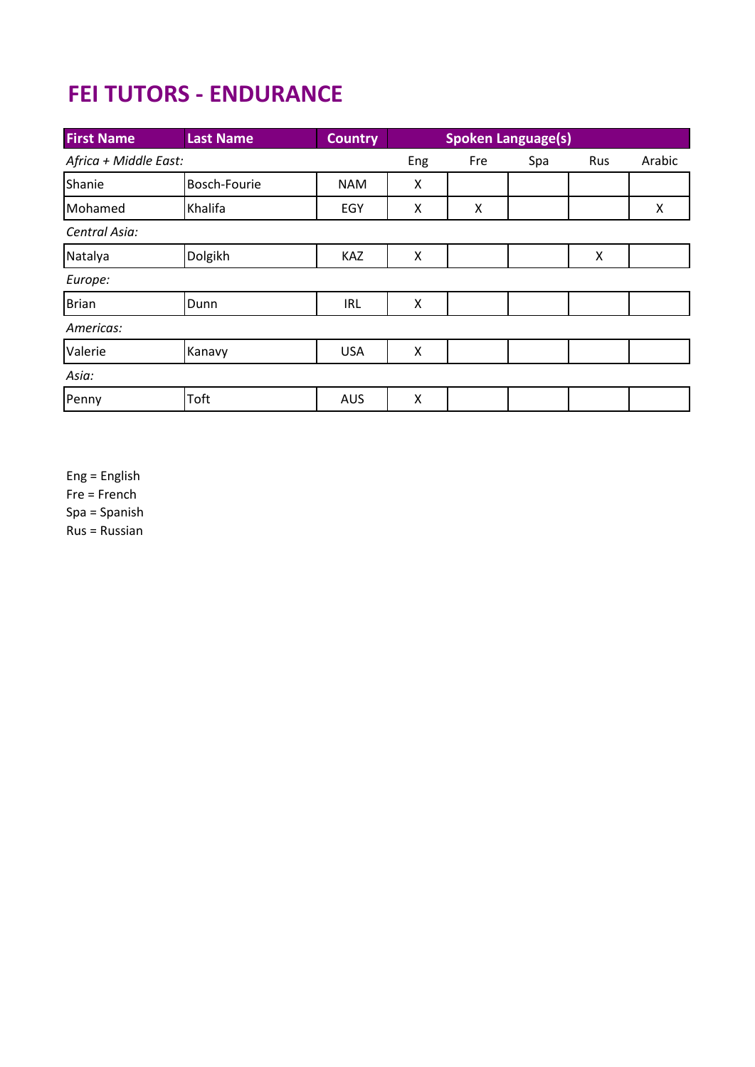# FEI TUTORS - ENDURANCE

| First Name | Last Name | Country | Spoken Language(s) | | | | |
|---|---|---|---|---|---|---|---|
| *Africa + Middle East:* | | | Eng | Fre | Spa | Rus | Arabic |
| Shanie | Bosch-Fourie | NAM | X | | | | |
| Mohamed | Khalifa | EGY | X | X | | | X |
| *Central Asia:* | | | | | | | |
| Natalya | Dolgikh | KAZ | X | | | X | |
| *Europe:* | | | | | | | |
| Brian | Dunn | IRL | X | | | | |
| *Americas:* | | | | | | | |
| Valerie | Kanavy | USA | X | | | | |
| *Asia:* | | | | | | | |
| Penny | Toft | AUS | X | | | | |

Eng = English
Fre = French
Spa = Spanish
Rus = Russian